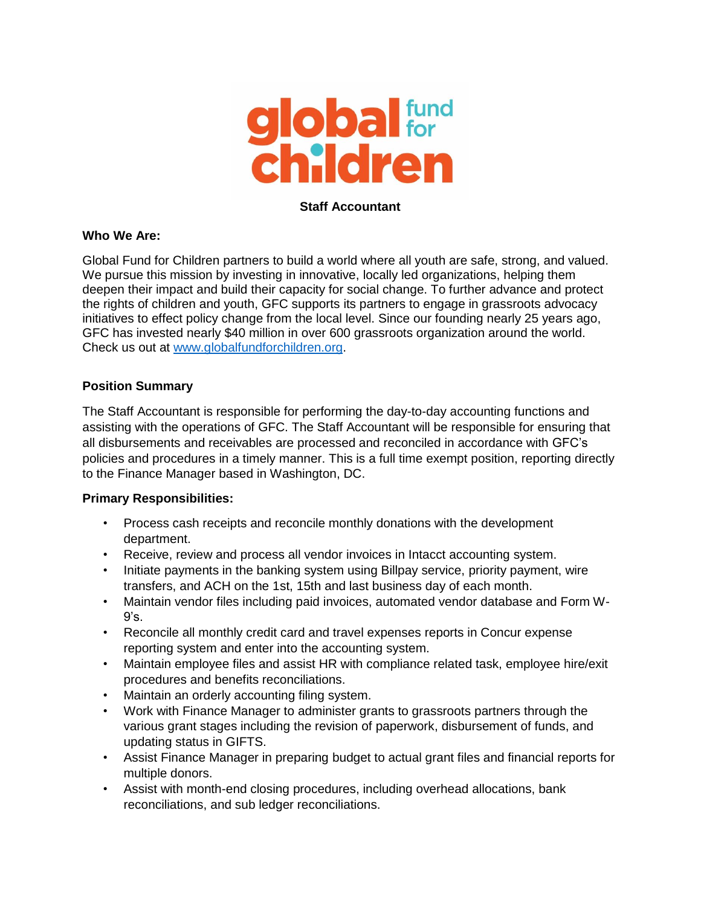global fund for children

**Staff Accountant**

**Who We Are:**

Global Fund for Children partners to build a world where all youth are safe, strong, and valued. We pursue this mission by investing in innovative, locally led organizations, helping them deepen their impact and build their capacity for social change. To further advance and protect the rights of children and youth, GFC supports its partners to engage in grassroots advocacy initiatives to effect policy change from the local level. Since our founding nearly 25 years ago, GFC has invested nearly $40 million in over 600 grassroots organization around the world. Check us out at [www.globalfundforchildren.org](http://www.globalfundforchildren.org).

**Position Summary**

The Staff Accountant is responsible for performing the day-to-day accounting functions and assisting with the operations of GFC. The Staff Accountant will be responsible for ensuring that all disbursements and receivables are processed and reconciled in accordance with GFC's policies and procedures in a timely manner. This is a full time exempt position, reporting directly to the Finance Manager based in Washington, DC.

**Primary Responsibilities:**

- Process cash receipts and reconcile monthly donations with the development department.
- Receive, review and process all vendor invoices in Intacct accounting system.
- Initiate payments in the banking system using Billpay service, priority payment, wire transfers, and ACH on the 1st, 15th and last business day of each month.
- Maintain vendor files including paid invoices, automated vendor database and Form W-9's.
- Reconcile all monthly credit card and travel expenses reports in Concur expense reporting system and enter into the accounting system.
- Maintain employee files and assist HR with compliance related task, employee hire/exit procedures and benefits reconciliations.
- Maintain an orderly accounting filing system.
- Work with Finance Manager to administer grants to grassroots partners through the various grant stages including the revision of paperwork, disbursement of funds, and updating status in GIFTS.
- Assist Finance Manager in preparing budget to actual grant files and financial reports for multiple donors.
- Assist with month-end closing procedures, including overhead allocations, bank reconciliations, and sub ledger reconciliations.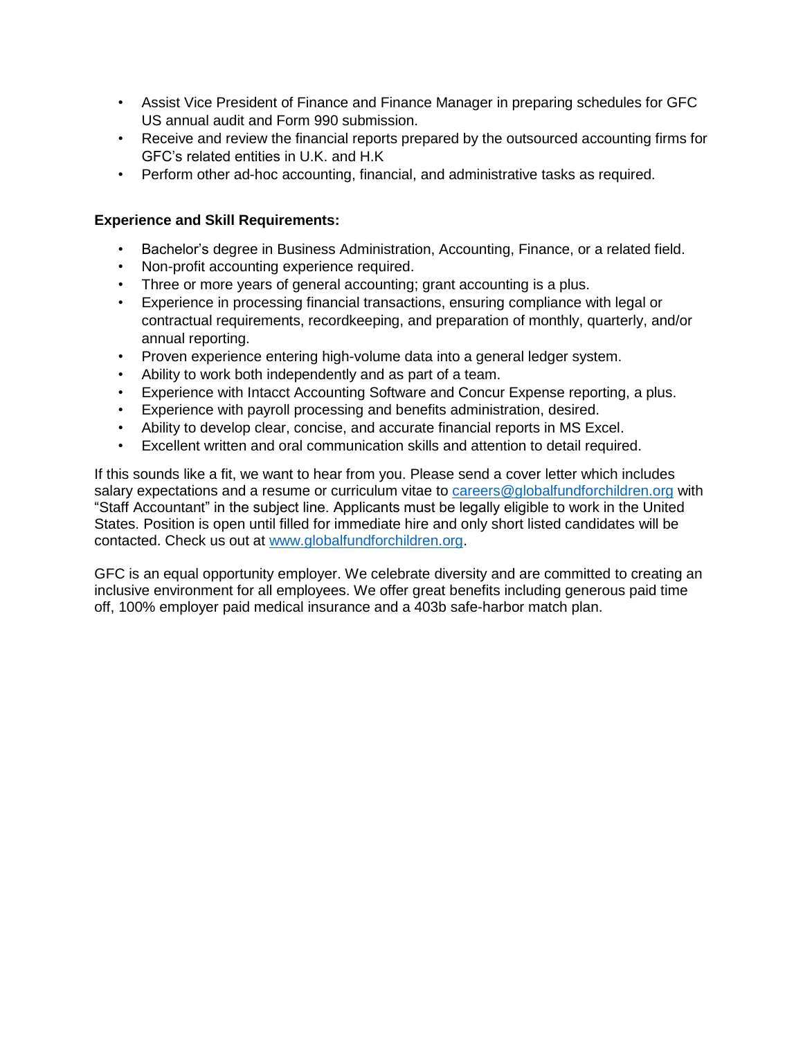- Assist Vice President of Finance and Finance Manager in preparing schedules for GFC US annual audit and Form 990 submission.
- Receive and review the financial reports prepared by the outsourced accounting firms for GFC's related entities in U.K. and H.K
- Perform other ad-hoc accounting, financial, and administrative tasks as required.

**Experience and Skill Requirements:**

- Bachelor's degree in Business Administration, Accounting, Finance, or a related field.
- Non-profit accounting experience required.
- Three or more years of general accounting; grant accounting is a plus.
- Experience in processing financial transactions, ensuring compliance with legal or contractual requirements, recordkeeping, and preparation of monthly, quarterly, and/or annual reporting.
- Proven experience entering high-volume data into a general ledger system.
- Ability to work both independently and as part of a team.
- Experience with Intacct Accounting Software and Concur Expense reporting, a plus.
- Experience with payroll processing and benefits administration, desired.
- Ability to develop clear, concise, and accurate financial reports in MS Excel.
- Excellent written and oral communication skills and attention to detail required.

If this sounds like a fit, we want to hear from you. Please send a cover letter which includes salary expectations and a resume or curriculum vitae to careers@globalfundforchildren.org with "Staff Accountant" in the subject line. Applicants must be legally eligible to work in the United States. Position is open until filled for immediate hire and only short listed candidates will be contacted. Check us out at www.globalfundforchildren.org.

GFC is an equal opportunity employer. We celebrate diversity and are committed to creating an inclusive environment for all employees. We offer great benefits including generous paid time off, 100% employer paid medical insurance and a 403b safe-harbor match plan.